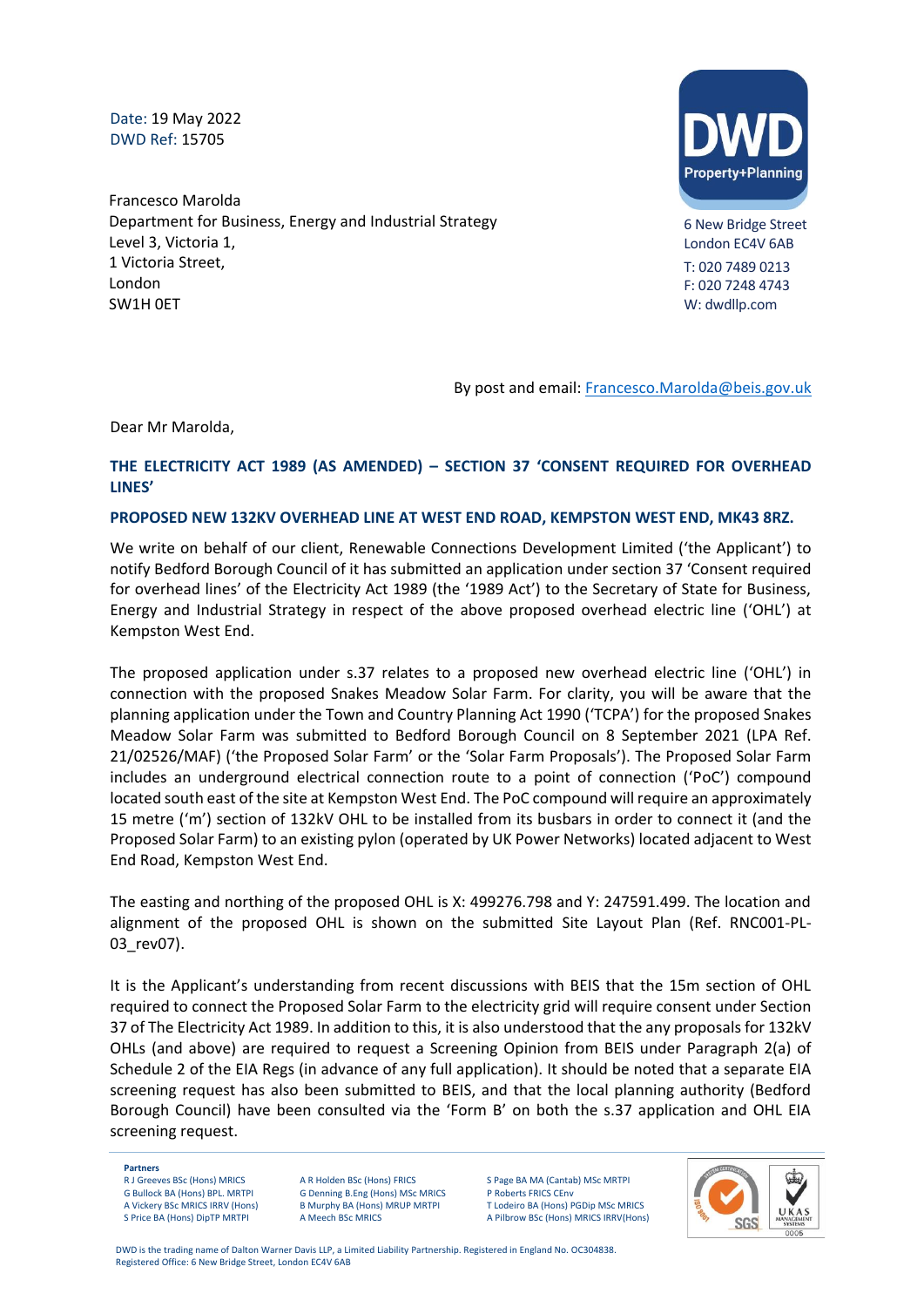Date: 19 May 2022
DWD Ref: 15705

Francesco Marolda
Department for Business, Energy and Industrial Strategy
Level 3, Victoria 1,
1 Victoria Street,
London
SW1H 0ET

DWD
Property+Planning

6 New Bridge Street
London EC4V 6AB
T: 020 7489 0213
F: 020 7248 4743
W: dwdllp.com

By post and email: Francesco.Marolda@beis.gov.uk

Dear Mr Marolda,

**THE ELECTRICITY ACT 1989 (AS AMENDED) – SECTION 37 'CONSENT REQUIRED FOR OVERHEAD LINES'**

**PROPOSED NEW 132KV OVERHEAD LINE AT WEST END ROAD, KEMPSTON WEST END, MK43 8RZ.**

We write on behalf of our client, Renewable Connections Development Limited ('the Applicant') to notify Bedford Borough Council of it has submitted an application under section 37 'Consent required for overhead lines' of the Electricity Act 1989 (the '1989 Act') to the Secretary of State for Business, Energy and Industrial Strategy in respect of the above proposed overhead electric line ('OHL') at Kempston West End.

The proposed application under s.37 relates to a proposed new overhead electric line ('OHL') in connection with the proposed Snakes Meadow Solar Farm. For clarity, you will be aware that the planning application under the Town and Country Planning Act 1990 ('TCPA') for the proposed Snakes Meadow Solar Farm was submitted to Bedford Borough Council on 8 September 2021 (LPA Ref. 21/02526/MAF) ('the Proposed Solar Farm' or the 'Solar Farm Proposals'). The Proposed Solar Farm includes an underground electrical connection route to a point of connection ('PoC') compound located south east of the site at Kempston West End. The PoC compound will require an approximately 15 metre ('m') section of 132kV OHL to be installed from its busbars in order to connect it (and the Proposed Solar Farm) to an existing pylon (operated by UK Power Networks) located adjacent to West End Road, Kempston West End.

The easting and northing of the proposed OHL is X: 499276.798 and Y: 247591.499. The location and alignment of the proposed OHL is shown on the submitted Site Layout Plan (Ref. RNC001-PL-03_rev07).

It is the Applicant's understanding from recent discussions with BEIS that the 15m section of OHL required to connect the Proposed Solar Farm to the electricity grid will require consent under Section 37 of The Electricity Act 1989. In addition to this, it is also understood that the any proposals for 132kV OHLs (and above) are required to request a Screening Opinion from BEIS under Paragraph 2(a) of Schedule 2 of the EIA Regs (in advance of any full application). It should be noted that a separate EIA screening request has also been submitted to BEIS, and that the local planning authority (Bedford Borough Council) have been consulted via the 'Form B' on both the s.37 application and OHL EIA screening request.

**Partners**
R J Greeves BSc (Hons) MRICS
G Bullock BA (Hons) BPL. MRTPI
A Vickery BSc MRICS IRRV (Hons)
S Price BA (Hons) DipTP MRTPI
A R Holden BSc (Hons) FRICS
G Denning B.Eng (Hons) MSc MRICS
B Murphy BA (Hons) MRUP MRTPI
A Meech BSc MRICS
S Page BA MA (Cantab) MSc MRTPI
P Roberts FRICS CEnv
T Lodeiro BA (Hons) PGDip MSc MRICS
A Pilbrow BSc (Hons) MRICS IRRV(Hons)

DWD is the trading name of Dalton Warner Davis LLP, a Limited Liability Partnership. Registered in England No. OC304838.
Registered Office: 6 New Bridge Street, London EC4V 6AB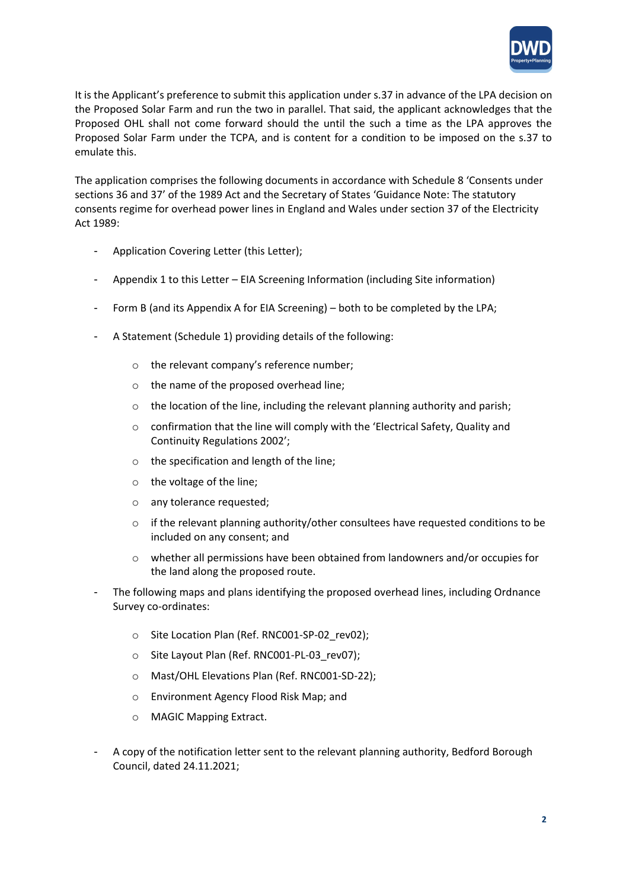It is the Applicant's preference to submit this application under s.37 in advance of the LPA decision on the Proposed Solar Farm and run the two in parallel. That said, the applicant acknowledges that the Proposed OHL shall not come forward should the until the such a time as the LPA approves the Proposed Solar Farm under the TCPA, and is content for a condition to be imposed on the s.37 to emulate this.

The application comprises the following documents in accordance with Schedule 8 'Consents under sections 36 and 37' of the 1989 Act and the Secretary of States 'Guidance Note: The statutory consents regime for overhead power lines in England and Wales under section 37 of the Electricity Act 1989:

- Application Covering Letter (this Letter);
- Appendix 1 to this Letter – EIA Screening Information (including Site information)
- Form B (and its Appendix A for EIA Screening) – both to be completed by the LPA;
- A Statement (Schedule 1) providing details of the following:
    - the relevant company's reference number;
    - the name of the proposed overhead line;
    - the location of the line, including the relevant planning authority and parish;
    - confirmation that the line will comply with the 'Electrical Safety, Quality and Continuity Regulations 2002';
    - the specification and length of the line;
    - the voltage of the line;
    - any tolerance requested;
    - if the relevant planning authority/other consultees have requested conditions to be included on any consent; and
    - whether all permissions have been obtained from landowners and/or occupies for the land along the proposed route.
- The following maps and plans identifying the proposed overhead lines, including Ordnance Survey co-ordinates:
    - Site Location Plan (Ref. RNC001-SP-02_rev02);
    - Site Layout Plan (Ref. RNC001-PL-03_rev07);
    - Mast/OHL Elevations Plan (Ref. RNC001-SD-22);
    - Environment Agency Flood Risk Map; and
    - MAGIC Mapping Extract.
- A copy of the notification letter sent to the relevant planning authority, Bedford Borough Council, dated 24.11.2021;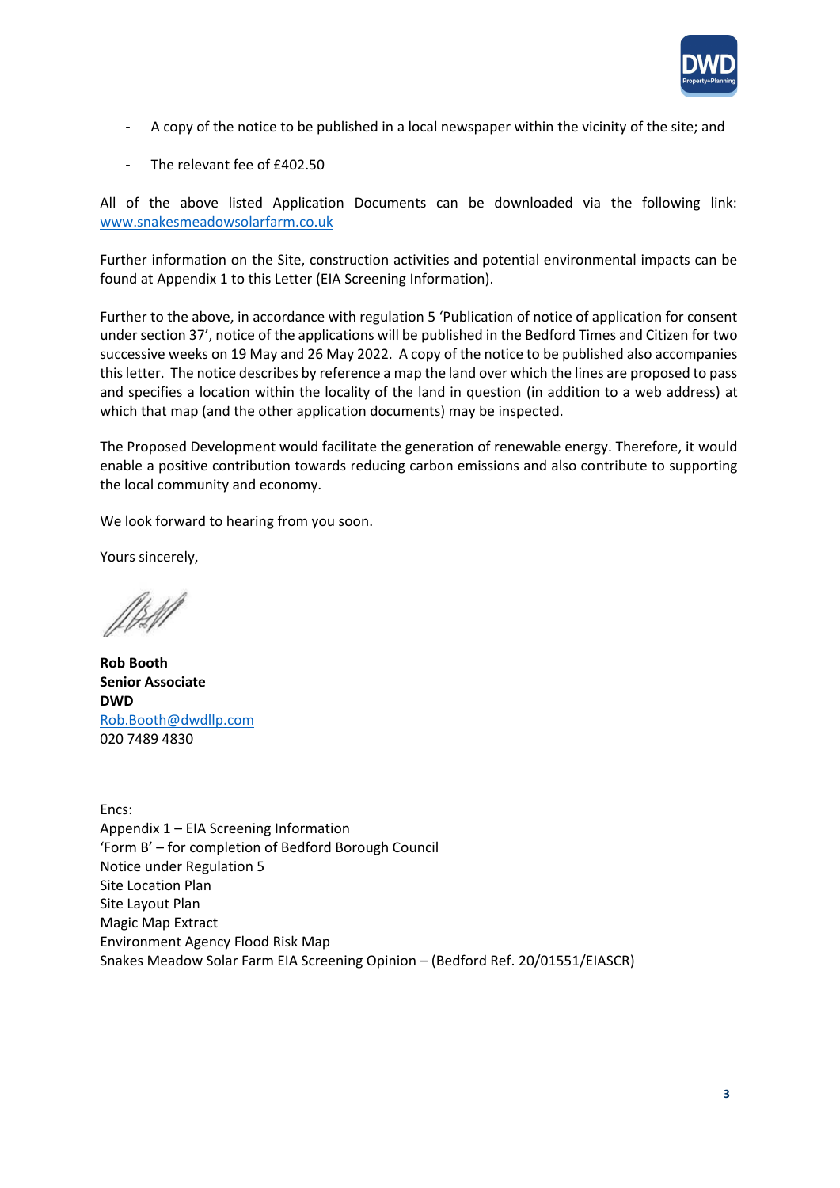- A copy of the notice to be published in a local newspaper within the vicinity of the site; and

- The relevant fee of £402.50

All of the above listed Application Documents can be downloaded via the following link: www.snakesmeadowsolarfarm.co.uk

Further information on the Site, construction activities and potential environmental impacts can be found at Appendix 1 to this Letter (EIA Screening Information).

Further to the above, in accordance with regulation 5 'Publication of notice of application for consent under section 37', notice of the applications will be published in the Bedford Times and Citizen for two successive weeks on 19 May and 26 May 2022. A copy of the notice to be published also accompanies this letter. The notice describes by reference a map the land over which the lines are proposed to pass and specifies a location within the locality of the land in question (in addition to a web address) at which that map (and the other application documents) may be inspected.

The Proposed Development would facilitate the generation of renewable energy. Therefore, it would enable a positive contribution towards reducing carbon emissions and also contribute to supporting the local community and economy.

We look forward to hearing from you soon.

Yours sincerely,

**Rob Booth**
**Senior Associate**
**DWD**
Rob.Booth@dwdllp.com
020 7489 4830

Encs:
Appendix 1 – EIA Screening Information
'Form B' – for completion of Bedford Borough Council
Notice under Regulation 5
Site Location Plan
Site Layout Plan
Magic Map Extract
Environment Agency Flood Risk Map
Snakes Meadow Solar Farm EIA Screening Opinion – (Bedford Ref. 20/01551/EIASCR)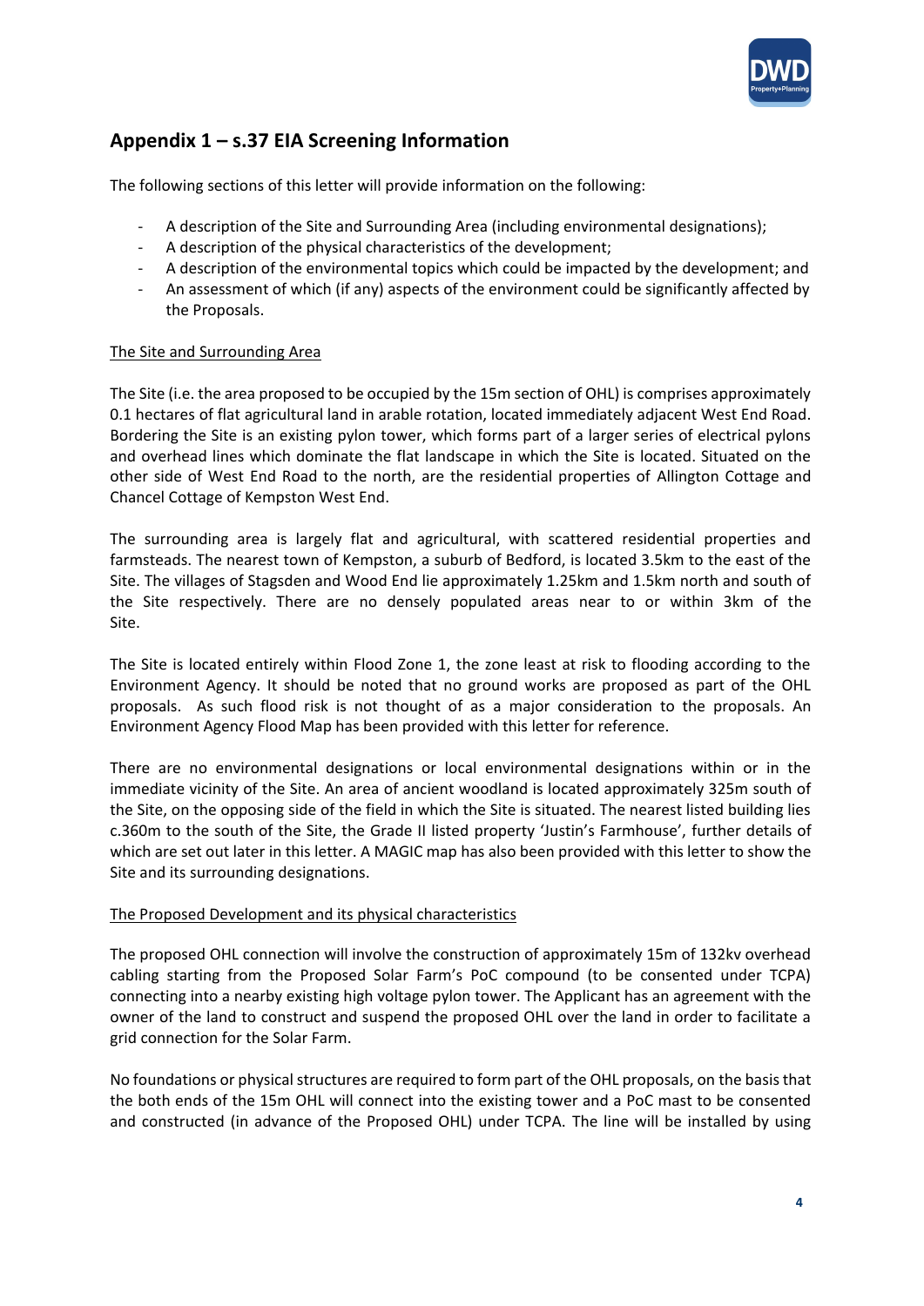## Appendix 1 – s.37 EIA Screening Information

The following sections of this letter will provide information on the following:

- A description of the Site and Surrounding Area (including environmental designations);
- A description of the physical characteristics of the development;
- A description of the environmental topics which could be impacted by the development; and
- An assessment of which (if any) aspects of the environment could be significantly affected by the Proposals.

<u>The Site and Surrounding Area</u>

The Site (i.e. the area proposed to be occupied by the 15m section of OHL) is comprises approximately 0.1 hectares of flat agricultural land in arable rotation, located immediately adjacent West End Road. Bordering the Site is an existing pylon tower, which forms part of a larger series of electrical pylons and overhead lines which dominate the flat landscape in which the Site is located. Situated on the other side of West End Road to the north, are the residential properties of Allington Cottage and Chancel Cottage of Kempston West End.

The surrounding area is largely flat and agricultural, with scattered residential properties and farmsteads. The nearest town of Kempston, a suburb of Bedford, is located 3.5km to the east of the Site. The villages of Stagsden and Wood End lie approximately 1.25km and 1.5km north and south of the Site respectively. There are no densely populated areas near to or within 3km of the Site.

The Site is located entirely within Flood Zone 1, the zone least at risk to flooding according to the Environment Agency. It should be noted that no ground works are proposed as part of the OHL proposals. As such flood risk is not thought of as a major consideration to the proposals. An Environment Agency Flood Map has been provided with this letter for reference.

There are no environmental designations or local environmental designations within or in the immediate vicinity of the Site. An area of ancient woodland is located approximately 325m south of the Site, on the opposing side of the field in which the Site is situated. The nearest listed building lies c.360m to the south of the Site, the Grade II listed property 'Justin's Farmhouse', further details of which are set out later in this letter. A MAGIC map has also been provided with this letter to show the Site and its surrounding designations.

<u>The Proposed Development and its physical characteristics</u>

The proposed OHL connection will involve the construction of approximately 15m of 132kv overhead cabling starting from the Proposed Solar Farm's PoC compound (to be consented under TCPA) connecting into a nearby existing high voltage pylon tower. The Applicant has an agreement with the owner of the land to construct and suspend the proposed OHL over the land in order to facilitate a grid connection for the Solar Farm.

No foundations or physical structures are required to form part of the OHL proposals, on the basis that the both ends of the 15m OHL will connect into the existing tower and a PoC mast to be consented and constructed (in advance of the Proposed OHL) under TCPA. The line will be installed by using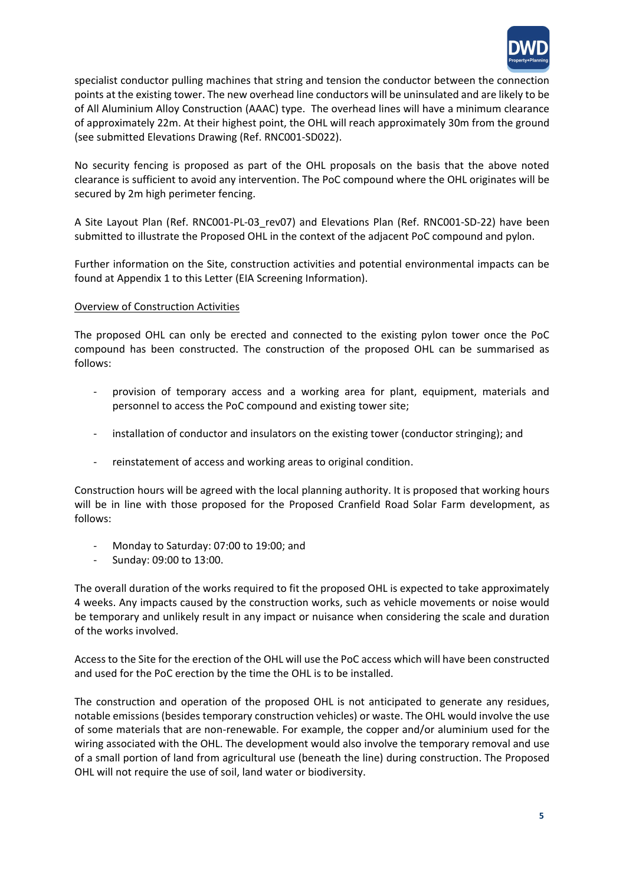specialist conductor pulling machines that string and tension the conductor between the connection points at the existing tower. The new overhead line conductors will be uninsulated and are likely to be of All Aluminium Alloy Construction (AAAC) type. The overhead lines will have a minimum clearance of approximately 22m. At their highest point, the OHL will reach approximately 30m from the ground (see submitted Elevations Drawing (Ref. RNC001-SD022).

No security fencing is proposed as part of the OHL proposals on the basis that the above noted clearance is sufficient to avoid any intervention. The PoC compound where the OHL originates will be secured by 2m high perimeter fencing.

A Site Layout Plan (Ref. RNC001-PL-03_rev07) and Elevations Plan (Ref. RNC001-SD-22) have been submitted to illustrate the Proposed OHL in the context of the adjacent PoC compound and pylon.

Further information on the Site, construction activities and potential environmental impacts can be found at Appendix 1 to this Letter (EIA Screening Information).

<u>Overview of Construction Activities</u>

The proposed OHL can only be erected and connected to the existing pylon tower once the PoC compound has been constructed. The construction of the proposed OHL can be summarised as follows:

- provision of temporary access and a working area for plant, equipment, materials and personnel to access the PoC compound and existing tower site;
- installation of conductor and insulators on the existing tower (conductor stringing); and
- reinstatement of access and working areas to original condition.

Construction hours will be agreed with the local planning authority. It is proposed that working hours will be in line with those proposed for the Proposed Cranfield Road Solar Farm development, as follows:

- Monday to Saturday: 07:00 to 19:00; and
- Sunday: 09:00 to 13:00.

The overall duration of the works required to fit the proposed OHL is expected to take approximately 4 weeks. Any impacts caused by the construction works, such as vehicle movements or noise would be temporary and unlikely result in any impact or nuisance when considering the scale and duration of the works involved.

Access to the Site for the erection of the OHL will use the PoC access which will have been constructed and used for the PoC erection by the time the OHL is to be installed.

The construction and operation of the proposed OHL is not anticipated to generate any residues, notable emissions (besides temporary construction vehicles) or waste. The OHL would involve the use of some materials that are non-renewable. For example, the copper and/or aluminium used for the wiring associated with the OHL. The development would also involve the temporary removal and use of a small portion of land from agricultural use (beneath the line) during construction. The Proposed OHL will not require the use of soil, land water or biodiversity.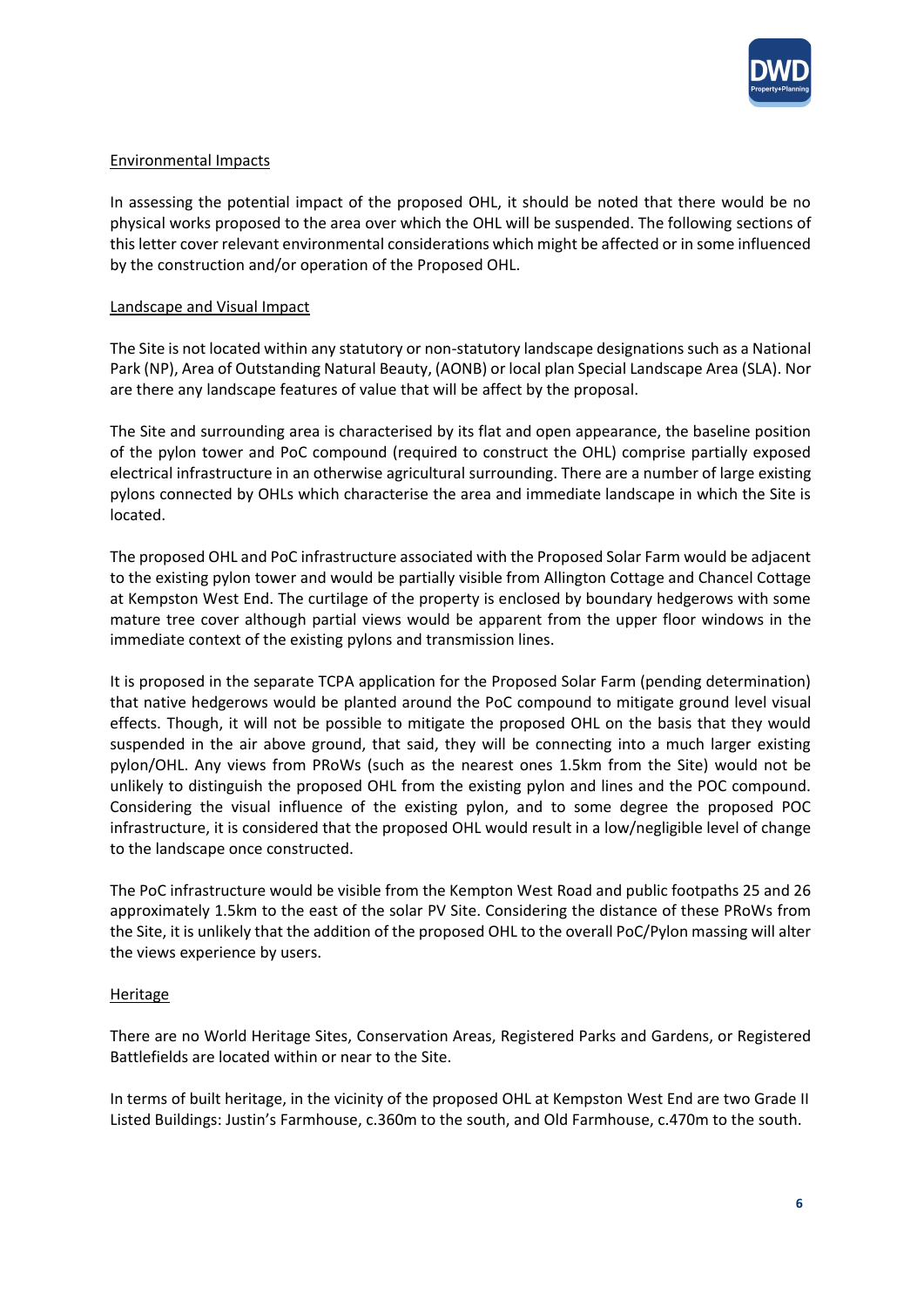Environmental Impacts

In assessing the potential impact of the proposed OHL, it should be noted that there would be no physical works proposed to the area over which the OHL will be suspended. The following sections of this letter cover relevant environmental considerations which might be affected or in some influenced by the construction and/or operation of the Proposed OHL.

Landscape and Visual Impact

The Site is not located within any statutory or non-statutory landscape designations such as a National Park (NP), Area of Outstanding Natural Beauty, (AONB) or local plan Special Landscape Area (SLA). Nor are there any landscape features of value that will be affect by the proposal.

The Site and surrounding area is characterised by its flat and open appearance, the baseline position of the pylon tower and PoC compound (required to construct the OHL) comprise partially exposed electrical infrastructure in an otherwise agricultural surrounding. There are a number of large existing pylons connected by OHLs which characterise the area and immediate landscape in which the Site is located.

The proposed OHL and PoC infrastructure associated with the Proposed Solar Farm would be adjacent to the existing pylon tower and would be partially visible from Allington Cottage and Chancel Cottage at Kempston West End. The curtilage of the property is enclosed by boundary hedgerows with some mature tree cover although partial views would be apparent from the upper floor windows in the immediate context of the existing pylons and transmission lines.

It is proposed in the separate TCPA application for the Proposed Solar Farm (pending determination) that native hedgerows would be planted around the PoC compound to mitigate ground level visual effects. Though, it will not be possible to mitigate the proposed OHL on the basis that they would suspended in the air above ground, that said, they will be connecting into a much larger existing pylon/OHL. Any views from PRoWs (such as the nearest ones 1.5km from the Site) would not be unlikely to distinguish the proposed OHL from the existing pylon and lines and the POC compound. Considering the visual influence of the existing pylon, and to some degree the proposed POC infrastructure, it is considered that the proposed OHL would result in a low/negligible level of change to the landscape once constructed.

The PoC infrastructure would be visible from the Kempton West Road and public footpaths 25 and 26 approximately 1.5km to the east of the solar PV Site. Considering the distance of these PRoWs from the Site, it is unlikely that the addition of the proposed OHL to the overall PoC/Pylon massing will alter the views experience by users.

Heritage

There are no World Heritage Sites, Conservation Areas, Registered Parks and Gardens, or Registered Battlefields are located within or near to the Site.

In terms of built heritage, in the vicinity of the proposed OHL at Kempston West End are two Grade II Listed Buildings: Justin's Farmhouse, c.360m to the south, and Old Farmhouse, c.470m to the south.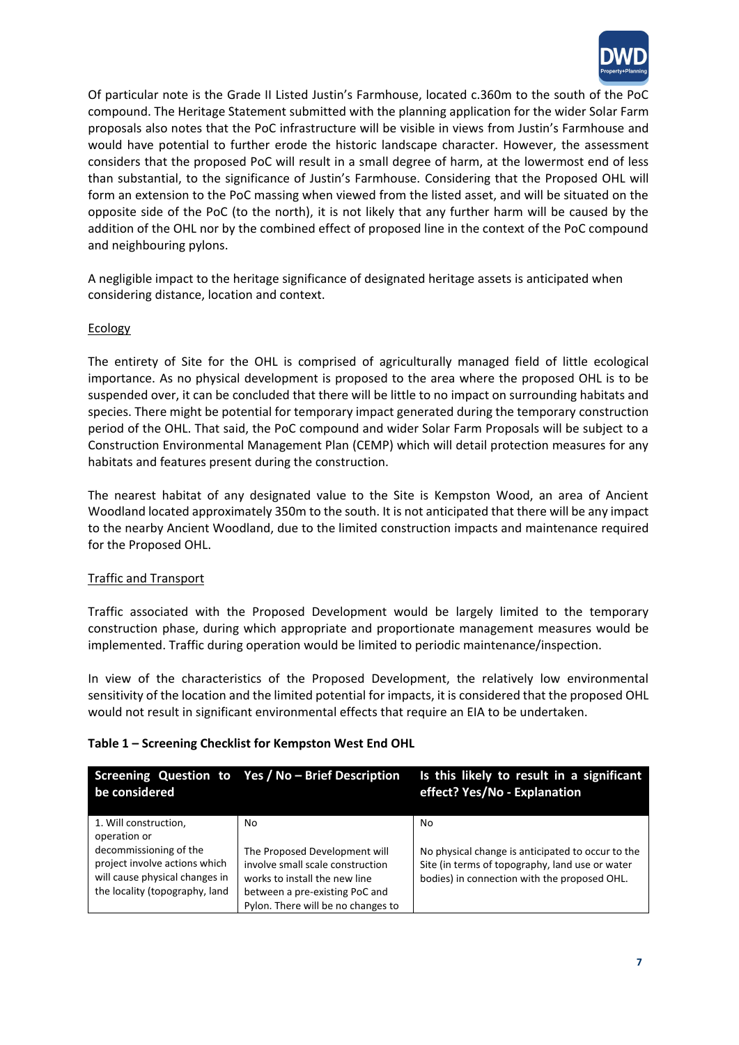Of particular note is the Grade II Listed Justin's Farmhouse, located c.360m to the south of the PoC compound. The Heritage Statement submitted with the planning application for the wider Solar Farm proposals also notes that the PoC infrastructure will be visible in views from Justin's Farmhouse and would have potential to further erode the historic landscape character. However, the assessment considers that the proposed PoC will result in a small degree of harm, at the lowermost end of less than substantial, to the significance of Justin's Farmhouse. Considering that the Proposed OHL will form an extension to the PoC massing when viewed from the listed asset, and will be situated on the opposite side of the PoC (to the north), it is not likely that any further harm will be caused by the addition of the OHL nor by the combined effect of proposed line in the context of the PoC compound and neighbouring pylons.

A negligible impact to the heritage significance of designated heritage assets is anticipated when considering distance, location and context.

<u>Ecology</u>

The entirety of Site for the OHL is comprised of agriculturally managed field of little ecological importance. As no physical development is proposed to the area where the proposed OHL is to be suspended over, it can be concluded that there will be little to no impact on surrounding habitats and species. There might be potential for temporary impact generated during the temporary construction period of the OHL. That said, the PoC compound and wider Solar Farm Proposals will be subject to a Construction Environmental Management Plan (CEMP) which will detail protection measures for any habitats and features present during the construction.

The nearest habitat of any designated value to the Site is Kempston Wood, an area of Ancient Woodland located approximately 350m to the south. It is not anticipated that there will be any impact to the nearby Ancient Woodland, due to the limited construction impacts and maintenance required for the Proposed OHL.

<u>Traffic and Transport</u>

Traffic associated with the Proposed Development would be largely limited to the temporary construction phase, during which appropriate and proportionate management measures would be implemented. Traffic during operation would be limited to periodic maintenance/inspection.

In view of the characteristics of the Proposed Development, the relatively low environmental sensitivity of the location and the limited potential for impacts, it is considered that the proposed OHL would not result in significant environmental effects that require an EIA to be undertaken.

**Table 1 – Screening Checklist for Kempston West End OHL**

| Screening Question to be considered | Yes / No – Brief Description | Is this likely to result in a significant effect? Yes/No - Explanation |
|---|---|---|
| 1. Will construction, operation or decommissioning of the project involve actions which will cause physical changes in the locality (topography, land | No<br><br>The Proposed Development will involve small scale construction works to install the new line between a pre-existing PoC and Pylon. There will be no changes to | No<br><br>No physical change is anticipated to occur to the Site (in terms of topography, land use or water bodies) in connection with the proposed OHL. |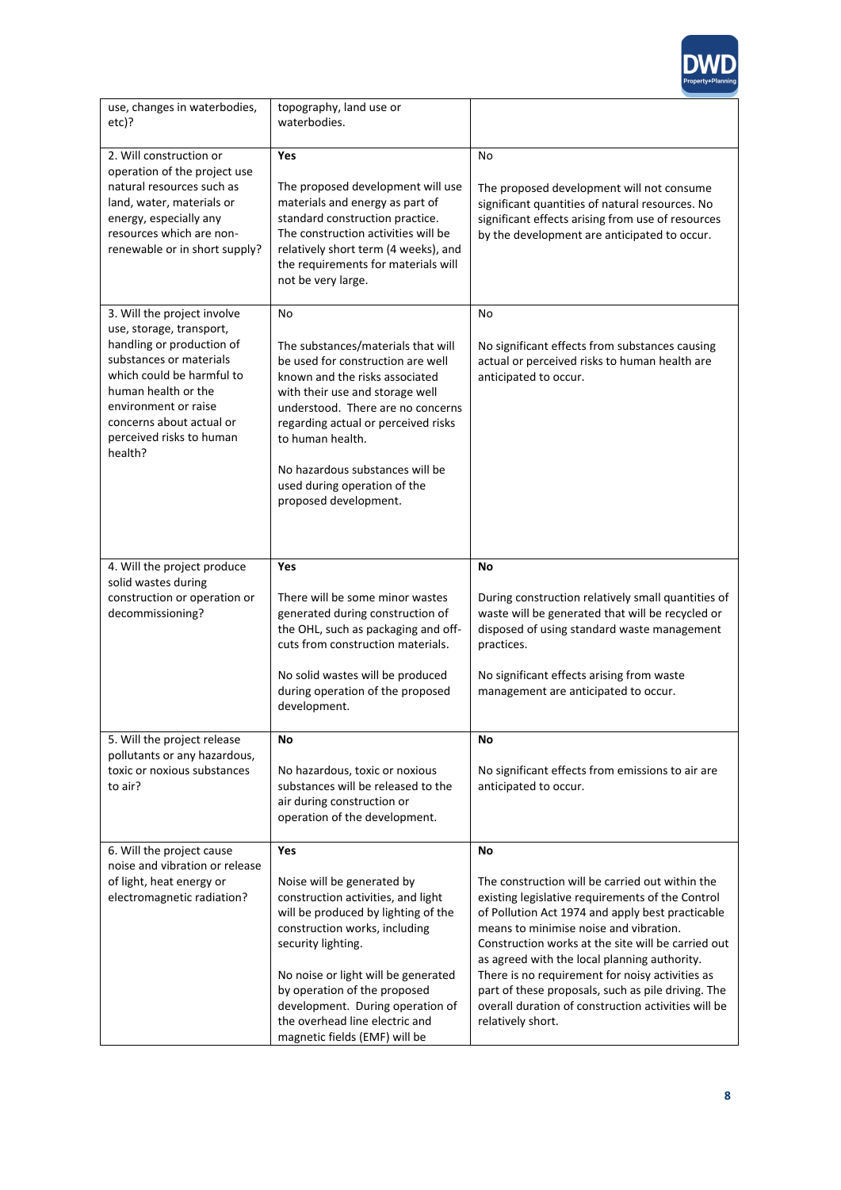| | | |
|---|---|---|
| use, changes in waterbodies, etc)? | topography, land use or waterbodies. | |
| 2. Will construction or operation of the project use natural resources such as land, water, materials or energy, especially any resources which are non-renewable or in short supply? | **Yes**<br><br>The proposed development will use materials and energy as part of standard construction practice. The construction activities will be relatively short term (4 weeks), and the requirements for materials will not be very large. | No<br><br>The proposed development will not consume significant quantities of natural resources. No significant effects arising from use of resources by the development are anticipated to occur. |
| 3. Will the project involve use, storage, transport, handling or production of substances or materials which could be harmful to human health or the environment or raise concerns about actual or perceived risks to human health? | No<br><br>The substances/materials that will be used for construction are well known and the risks associated with their use and storage well understood. There are no concerns regarding actual or perceived risks to human health.<br><br>No hazardous substances will be used during operation of the proposed development. | No<br><br>No significant effects from substances causing actual or perceived risks to human health are anticipated to occur. |
| 4. Will the project produce solid wastes during construction or operation or decommissioning? | **Yes**<br><br>There will be some minor wastes generated during construction of the OHL, such as packaging and off-cuts from construction materials.<br><br>No solid wastes will be produced during operation of the proposed development. | **No**<br><br>During construction relatively small quantities of waste will be generated that will be recycled or disposed of using standard waste management practices.<br><br>No significant effects arising from waste management are anticipated to occur. |
| 5. Will the project release pollutants or any hazardous, toxic or noxious substances to air? | **No**<br><br>No hazardous, toxic or noxious substances will be released to the air during construction or operation of the development. | **No**<br><br>No significant effects from emissions to air are anticipated to occur. |
| 6. Will the project cause noise and vibration or release of light, heat energy or electromagnetic radiation? | **Yes**<br><br>Noise will be generated by construction activities, and light will be produced by lighting of the construction works, including security lighting.<br><br>No noise or light will be generated by operation of the proposed development. During operation of the overhead line electric and magnetic fields (EMF) will be | **No**<br><br>The construction will be carried out within the existing legislative requirements of the Control of Pollution Act 1974 and apply best practicable means to minimise noise and vibration. Construction works at the site will be carried out as agreed with the local planning authority. There is no requirement for noisy activities as part of these proposals, such as pile driving. The overall duration of construction activities will be relatively short. |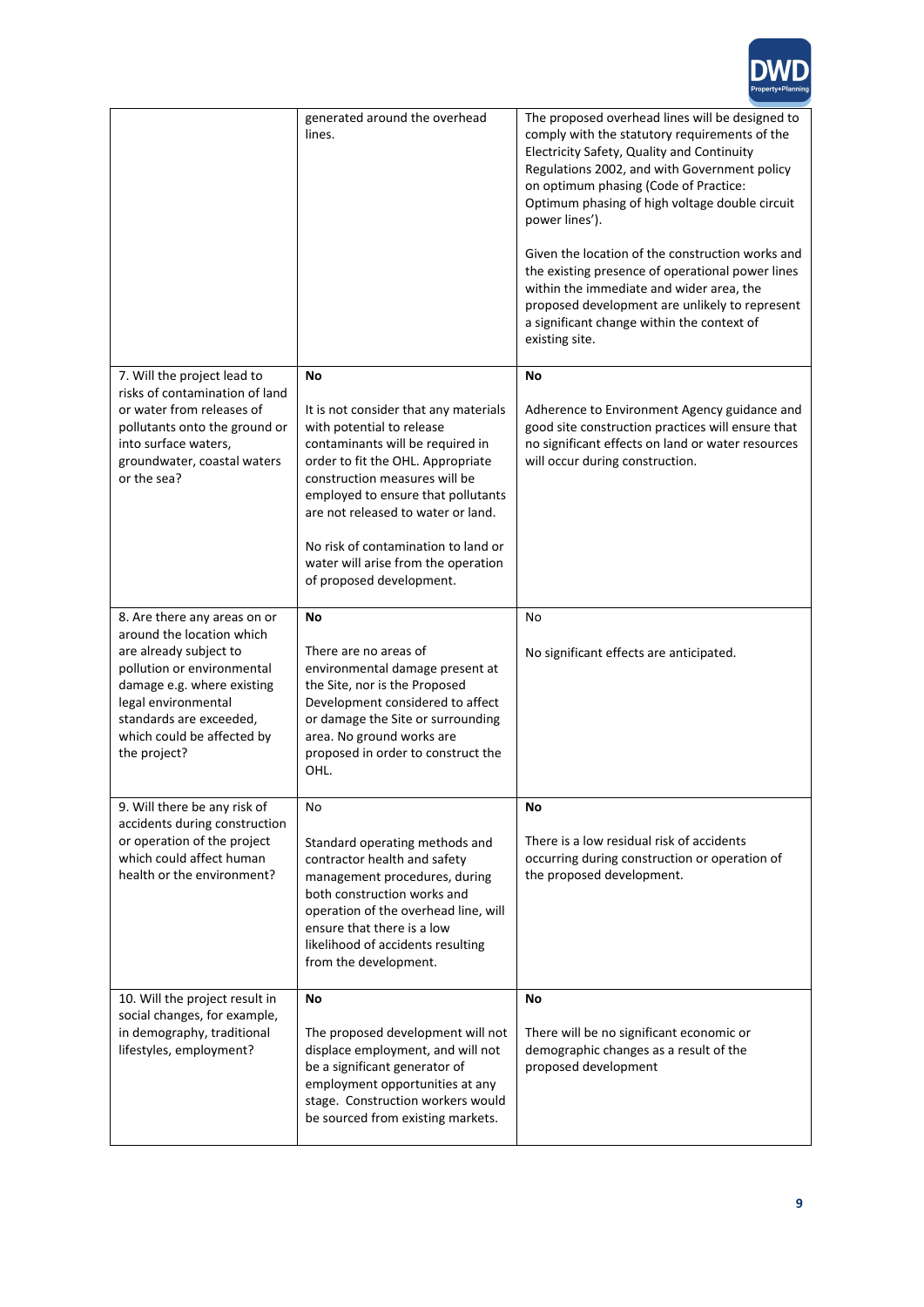| | generated around the overhead lines. | The proposed overhead lines will be designed to comply with the statutory requirements of the Electricity Safety, Quality and Continuity Regulations 2002, and with Government policy on optimum phasing (Code of Practice: Optimum phasing of high voltage double circuit power lines'). <br><br> Given the location of the construction works and the existing presence of operational power lines within the immediate and wider area, the proposed development are unlikely to represent a significant change within the context of existing site. |
|---|---|---|
| 7. Will the project lead to risks of contamination of land or water from releases of pollutants onto the ground or into surface waters, groundwater, coastal waters or the sea? | **No** <br><br> It is not consider that any materials with potential to release contaminants will be required in order to fit the OHL. Appropriate construction measures will be employed to ensure that pollutants are not released to water or land. <br><br> No risk of contamination to land or water will arise from the operation of proposed development. | **No** <br><br> Adherence to Environment Agency guidance and good site construction practices will ensure that no significant effects on land or water resources will occur during construction. |
| 8. Are there any areas on or around the location which are already subject to pollution or environmental damage e.g. where existing legal environmental standards are exceeded, which could be affected by the project? | **No** <br><br> There are no areas of environmental damage present at the Site, nor is the Proposed Development considered to affect or damage the Site or surrounding area. No ground works are proposed in order to construct the OHL. | No <br><br> No significant effects are anticipated. |
| 9. Will there be any risk of accidents during construction or operation of the project which could affect human health or the environment? | No <br><br> Standard operating methods and contractor health and safety management procedures, during both construction works and operation of the overhead line, will ensure that there is a low likelihood of accidents resulting from the development. | **No** <br><br> There is a low residual risk of accidents occurring during construction or operation of the proposed development. |
| 10. Will the project result in social changes, for example, in demography, traditional lifestyles, employment? | **No** <br><br> The proposed development will not displace employment, and will not be a significant generator of employment opportunities at any stage. Construction workers would be sourced from existing markets. | **No** <br><br> There will be no significant economic or demographic changes as a result of the proposed development |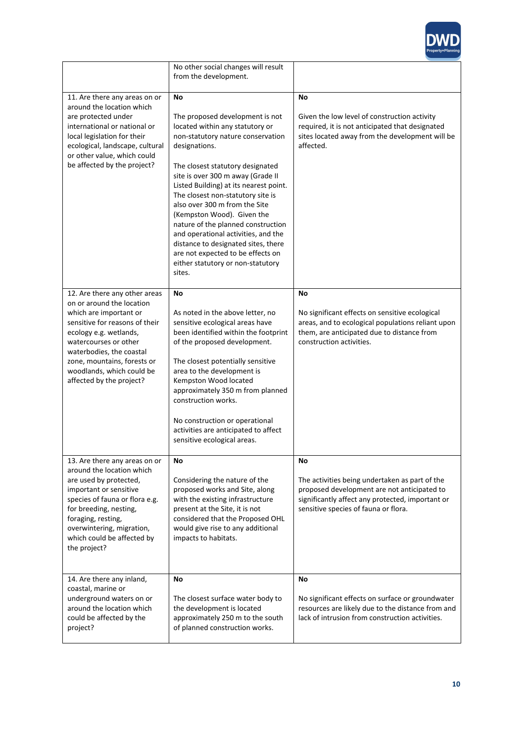| | | |
|---|---|---|
| | No other social changes will result from the development. | |
| 11. Are there any areas on or around the location which are protected under international or national or local legislation for their ecological, landscape, cultural or other value, which could be affected by the project? | **No**<br><br>The proposed development is not located within any statutory or non-statutory nature conservation designations.<br><br>The closest statutory designated site is over 300 m away (Grade II Listed Building) at its nearest point. The closest non-statutory site is also over 300 m from the Site (Kempston Wood). Given the nature of the planned construction and operational activities, and the distance to designated sites, there are not expected to be effects on either statutory or non-statutory sites. | **No**<br><br>Given the low level of construction activity required, it is not anticipated that designated sites located away from the development will be affected. |
| 12. Are there any other areas on or around the location which are important or sensitive for reasons of their ecology e.g. wetlands, watercourses or other waterbodies, the coastal zone, mountains, forests or woodlands, which could be affected by the project? | **No**<br><br>As noted in the above letter, no sensitive ecological areas have been identified within the footprint of the proposed development.<br><br>The closest potentially sensitive area to the development is Kempston Wood located approximately 350 m from planned construction works.<br><br>No construction or operational activities are anticipated to affect sensitive ecological areas. | **No**<br><br>No significant effects on sensitive ecological areas, and to ecological populations reliant upon them, are anticipated due to distance from construction activities. |
| 13. Are there any areas on or around the location which are used by protected, important or sensitive species of fauna or flora e.g. for breeding, nesting, foraging, resting, overwintering, migration, which could be affected by the project? | **No**<br><br>Considering the nature of the proposed works and Site, along with the existing infrastructure present at the Site, it is not considered that the Proposed OHL would give rise to any additional impacts to habitats. | **No**<br><br>The activities being undertaken as part of the proposed development are not anticipated to significantly affect any protected, important or sensitive species of fauna or flora. |
| 14. Are there any inland, coastal, marine or underground waters on or around the location which could be affected by the project? | **No**<br><br>The closest surface water body to the development is located approximately 250 m to the south of planned construction works. | **No**<br><br>No significant effects on surface or groundwater resources are likely due to the distance from and lack of intrusion from construction activities. |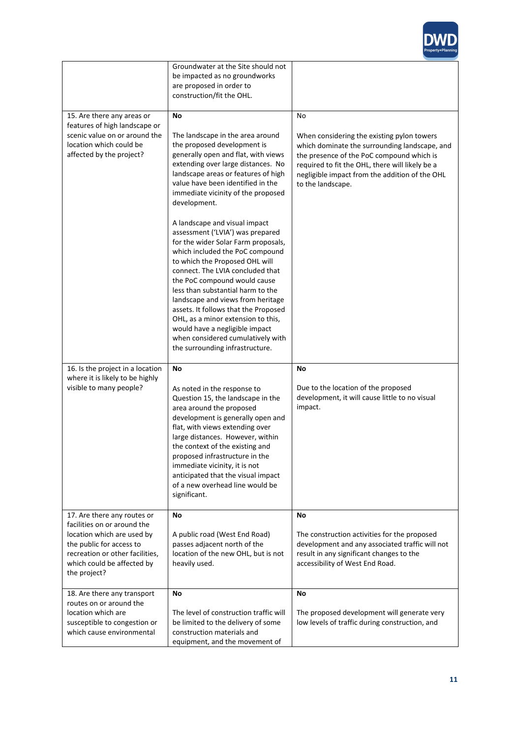| | | |
|---|---|---|
| | Groundwater at the Site should not be impacted as no groundworks are proposed in order to construction/fit the OHL. | |
| 15. Are there any areas or features of high landscape or scenic value on or around the location which could be affected by the project? | **No**<br><br>The landscape in the area around the proposed development is generally open and flat, with views extending over large distances. No landscape areas or features of high value have been identified in the immediate vicinity of the proposed development.<br><br>A landscape and visual impact assessment ('LVIA') was prepared for the wider Solar Farm proposals, which included the PoC compound to which the Proposed OHL will connect. The LVIA concluded that the PoC compound would cause less than substantial harm to the landscape and views from heritage assets. It follows that the Proposed OHL, as a minor extension to this, would have a negligible impact when considered cumulatively with the surrounding infrastructure. | No<br><br>When considering the existing pylon towers which dominate the surrounding landscape, and the presence of the PoC compound which is required to fit the OHL, there will likely be a negligible impact from the addition of the OHL to the landscape. |
| 16. Is the project in a location where it is likely to be highly visible to many people? | **No**<br><br>As noted in the response to Question 15, the landscape in the area around the proposed development is generally open and flat, with views extending over large distances. However, within the context of the existing and proposed infrastructure in the immediate vicinity, it is not anticipated that the visual impact of a new overhead line would be significant. | **No**<br><br>Due to the location of the proposed development, it will cause little to no visual impact. |
| 17. Are there any routes or facilities on or around the location which are used by the public for access to recreation or other facilities, which could be affected by the project? | **No**<br><br>A public road (West End Road) passes adjacent north of the location of the new OHL, but is not heavily used. | **No**<br><br>The construction activities for the proposed development and any associated traffic will not result in any significant changes to the accessibility of West End Road. |
| 18. Are there any transport routes on or around the location which are susceptible to congestion or which cause environmental | **No**<br><br>The level of construction traffic will be limited to the delivery of some construction materials and equipment, and the movement of | **No**<br><br>The proposed development will generate very low levels of traffic during construction, and |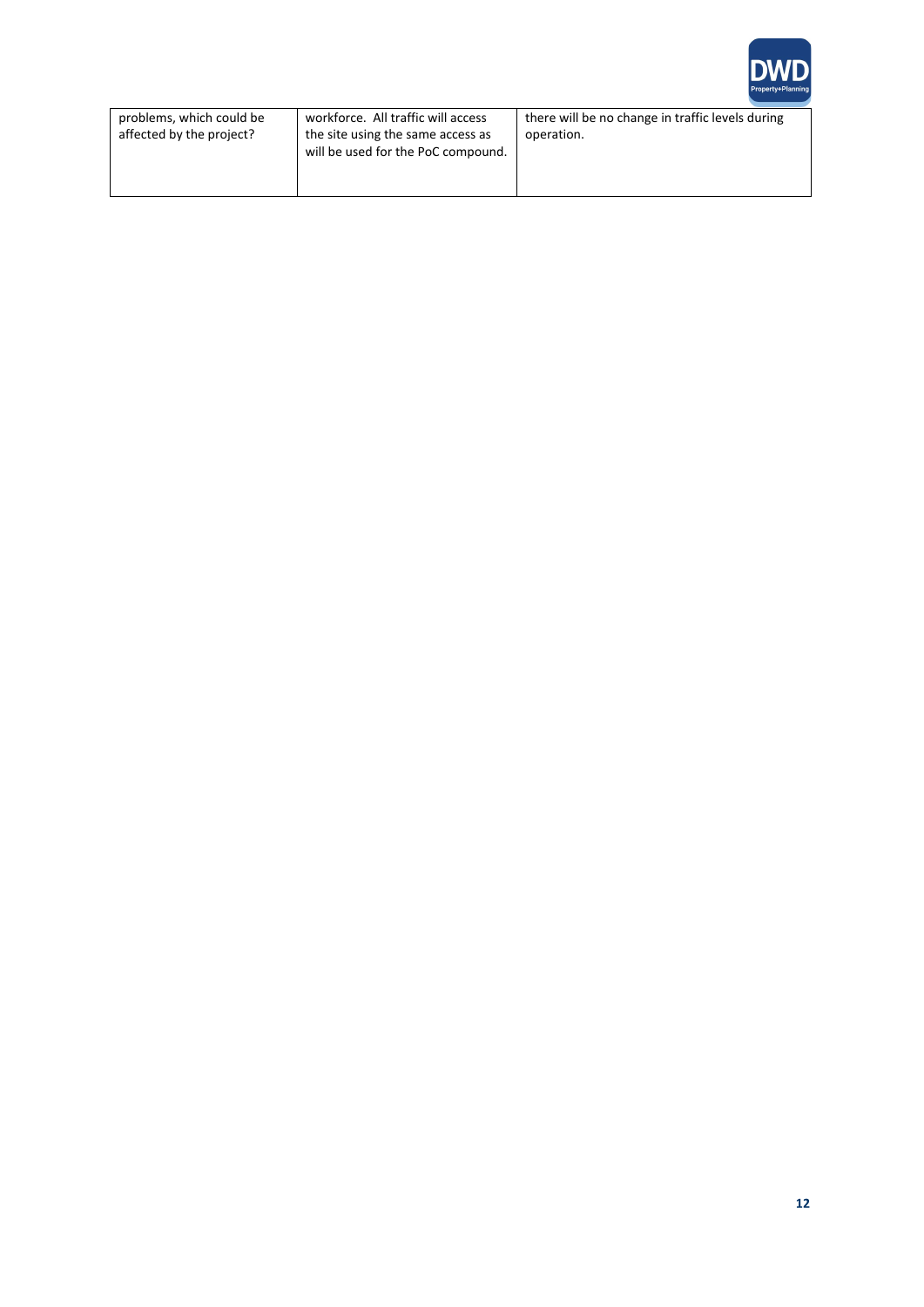| | | |
|---|---|---|
| problems, which could be affected by the project? | workforce. All traffic will access the site using the same access as will be used for the PoC compound. | there will be no change in traffic levels during operation. |